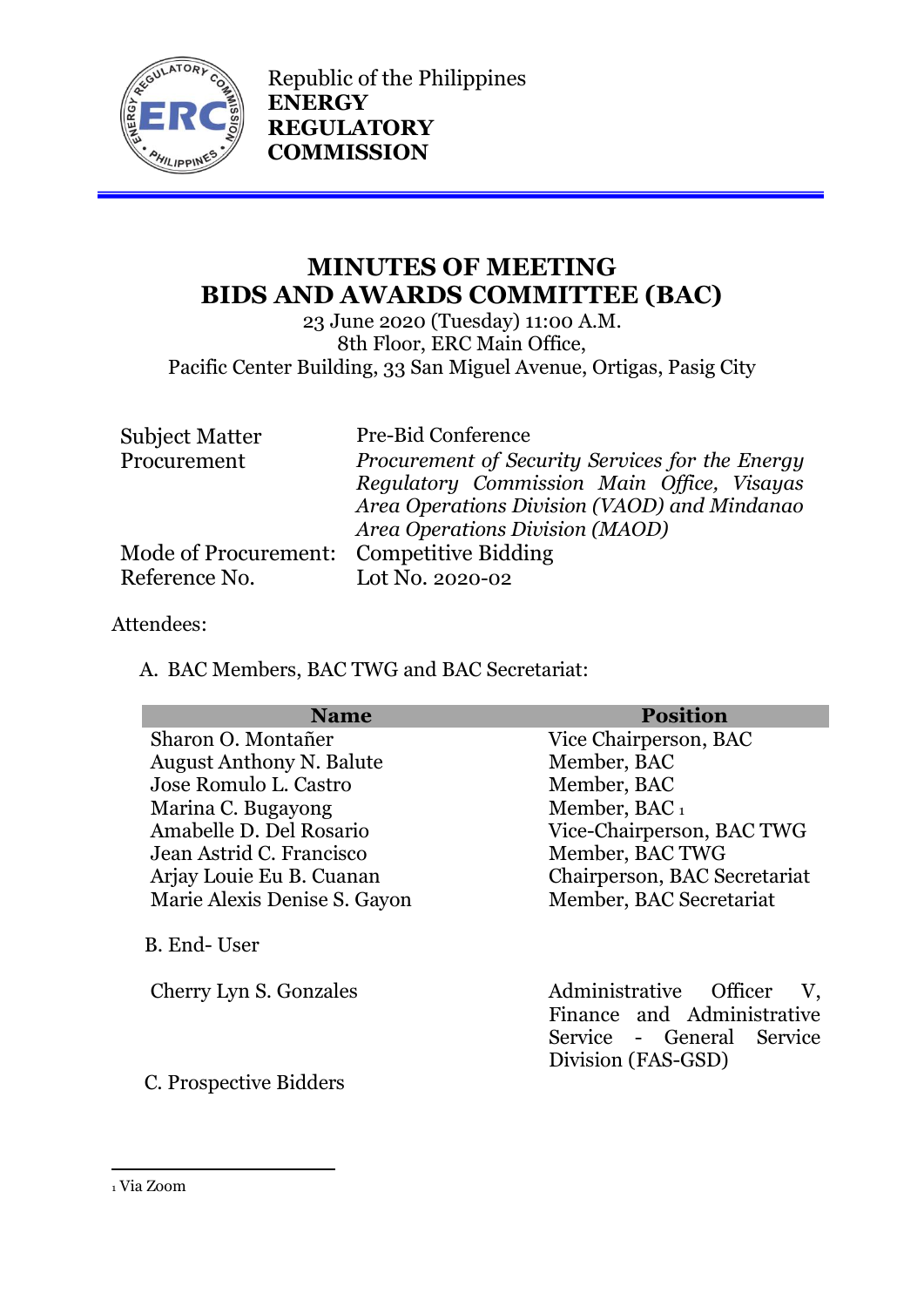Republic of the Philippines
**ENERGY REGULATORY COMMISSION**

# MINUTES OF MEETING
# BIDS AND AWARDS COMMITTEE (BAC)

23 June 2020 (Tuesday) 11:00 A.M.
8th Floor, ERC Main Office,
Pacific Center Building, 33 San Miguel Avenue, Ortigas, Pasig City

| | |
|---|---|
| Subject Matter | Pre-Bid Conference |
| Procurement | *Procurement of Security Services for the Energy Regulatory Commission Main Office, Visayas Area Operations Division (VAOD) and Mindanao Area Operations Division (MAOD)* |
| Mode of Procurement: | Competitive Bidding |
| Reference No. | Lot No. 2020-02 |

Attendees:

A. BAC Members, BAC TWG and BAC Secretariat:

| Name | Position |
|---|---|
| Sharon O. Montañer | Vice Chairperson, BAC |
| August Anthony N. Balute | Member, BAC |
| Jose Romulo L. Castro | Member, BAC |
| Marina C. Bugayong | Member, BAC [1] |
| Amabelle D. Del Rosario | Vice-Chairperson, BAC TWG |
| Jean Astrid C. Francisco | Member, BAC TWG |
| Arjay Louie Eu B. Cuanan | Chairperson, BAC Secretariat |
| Marie Alexis Denise S. Gayon | Member, BAC Secretariat |

B. End- User

| | |
|---|---|
| Cherry Lyn S. Gonzales | Administrative Officer V, Finance and Administrative Service - General Service Division (FAS-GSD) |

C. Prospective Bidders

---

[1] Via Zoom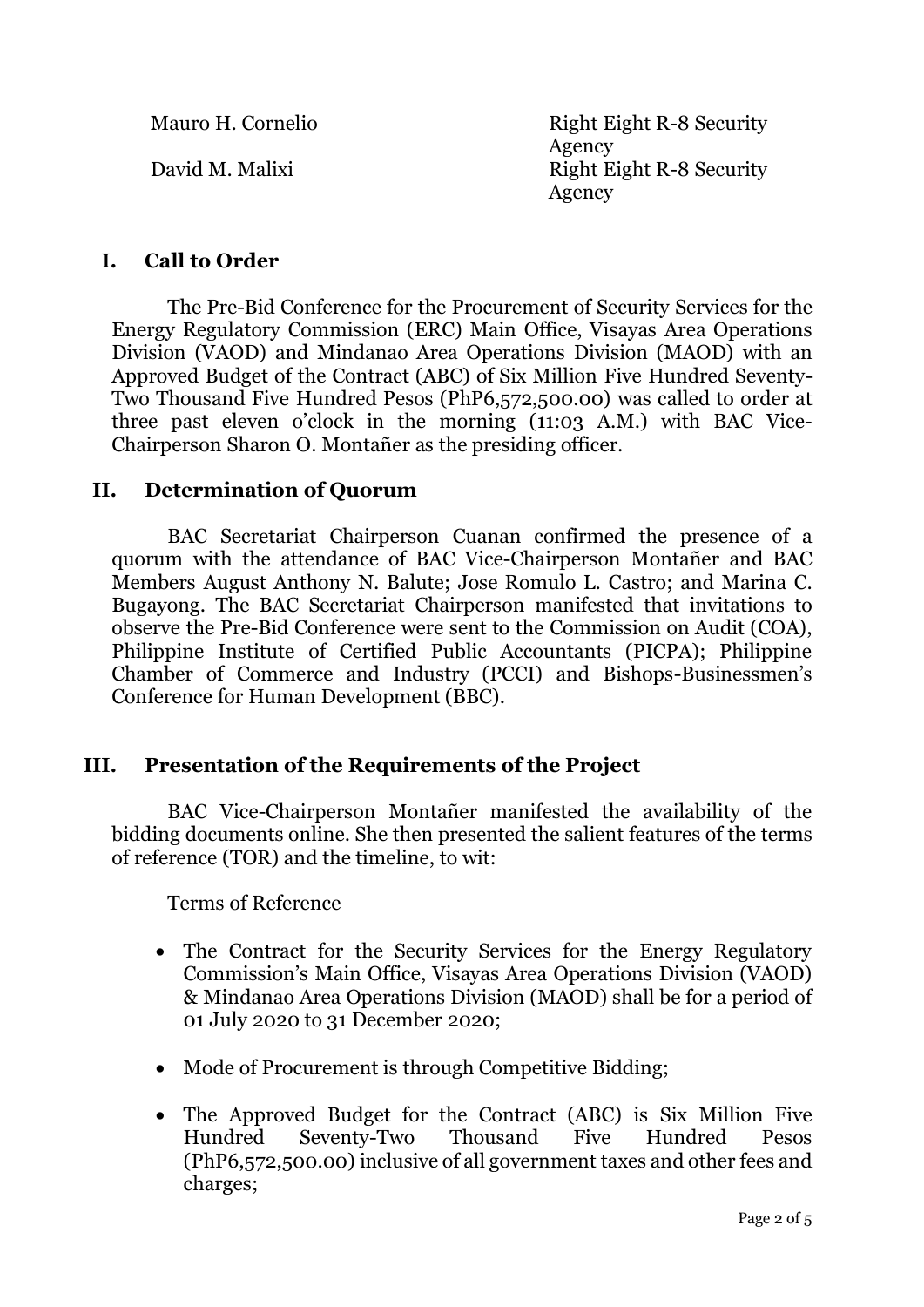| | |
|---|---|
| Mauro H. Cornelio | Right Eight R-8 Security Agency |
| David M. Malixi | Right Eight R-8 Security Agency |

## I. Call to Order

The Pre-Bid Conference for the Procurement of Security Services for the Energy Regulatory Commission (ERC) Main Office, Visayas Area Operations Division (VAOD) and Mindanao Area Operations Division (MAOD) with an Approved Budget of the Contract (ABC) of Six Million Five Hundred Seventy-Two Thousand Five Hundred Pesos (PhP6,572,500.00) was called to order at three past eleven o'clock in the morning (11:03 A.M.) with BAC Vice-Chairperson Sharon O. Montañer as the presiding officer.

## II. Determination of Quorum

BAC Secretariat Chairperson Cuanan confirmed the presence of a quorum with the attendance of BAC Vice-Chairperson Montañer and BAC Members August Anthony N. Balute; Jose Romulo L. Castro; and Marina C. Bugayong. The BAC Secretariat Chairperson manifested that invitations to observe the Pre-Bid Conference were sent to the Commission on Audit (COA), Philippine Institute of Certified Public Accountants (PICPA); Philippine Chamber of Commerce and Industry (PCCI) and Bishops-Businessmen's Conference for Human Development (BBC).

## III. Presentation of the Requirements of the Project

BAC Vice-Chairperson Montañer manifested the availability of the bidding documents online. She then presented the salient features of the terms of reference (TOR) and the timeline, to wit:

Terms of Reference

- The Contract for the Security Services for the Energy Regulatory Commission's Main Office, Visayas Area Operations Division (VAOD) & Mindanao Area Operations Division (MAOD) shall be for a period of 01 July 2020 to 31 December 2020;
- Mode of Procurement is through Competitive Bidding;
- The Approved Budget for the Contract (ABC) is Six Million Five Hundred Seventy-Two Thousand Five Hundred Pesos (PhP6,572,500.00) inclusive of all government taxes and other fees and charges;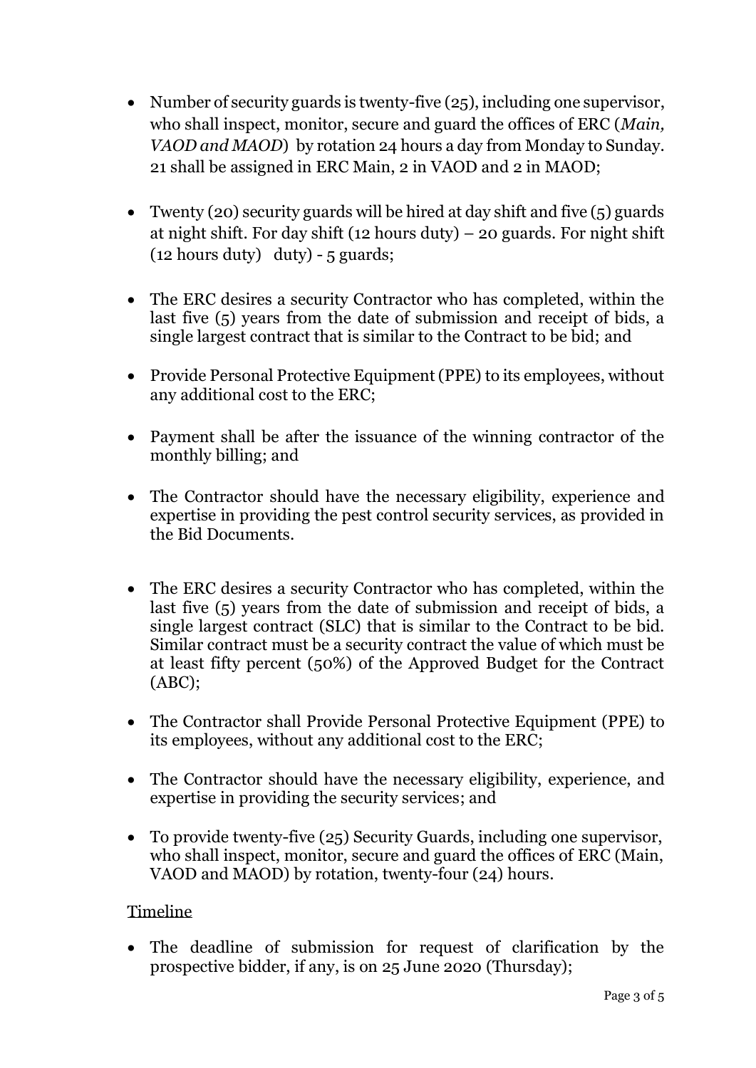- Number of security guards is twenty-five (25), including one supervisor, who shall inspect, monitor, secure and guard the offices of ERC (*Main, VAOD and MAOD*) by rotation 24 hours a day from Monday to Sunday. 21 shall be assigned in ERC Main, 2 in VAOD and 2 in MAOD;

- Twenty (20) security guards will be hired at day shift and five (5) guards at night shift. For day shift (12 hours duty) – 20 guards. For night shift (12 hours duty)   duty) - 5 guards;

- The ERC desires a security Contractor who has completed, within the last five (5) years from the date of submission and receipt of bids, a single largest contract that is similar to the Contract to be bid; and

- Provide Personal Protective Equipment (PPE) to its employees, without any additional cost to the ERC;

- Payment shall be after the issuance of the winning contractor of the monthly billing; and

- The Contractor should have the necessary eligibility, experience and expertise in providing the pest control security services, as provided in the Bid Documents.

- The ERC desires a security Contractor who has completed, within the last five (5) years from the date of submission and receipt of bids, a single largest contract (SLC) that is similar to the Contract to be bid. Similar contract must be a security contract the value of which must be at least fifty percent (50%) of the Approved Budget for the Contract (ABC);

- The Contractor shall Provide Personal Protective Equipment (PPE) to its employees, without any additional cost to the ERC;

- The Contractor should have the necessary eligibility, experience, and expertise in providing the security services; and

- To provide twenty-five (25) Security Guards, including one supervisor, who shall inspect, monitor, secure and guard the offices of ERC (Main, VAOD and MAOD) by rotation, twenty-four (24) hours.

<u>Timeline</u>

- The deadline of submission for request of clarification by the prospective bidder, if any, is on 25 June 2020 (Thursday);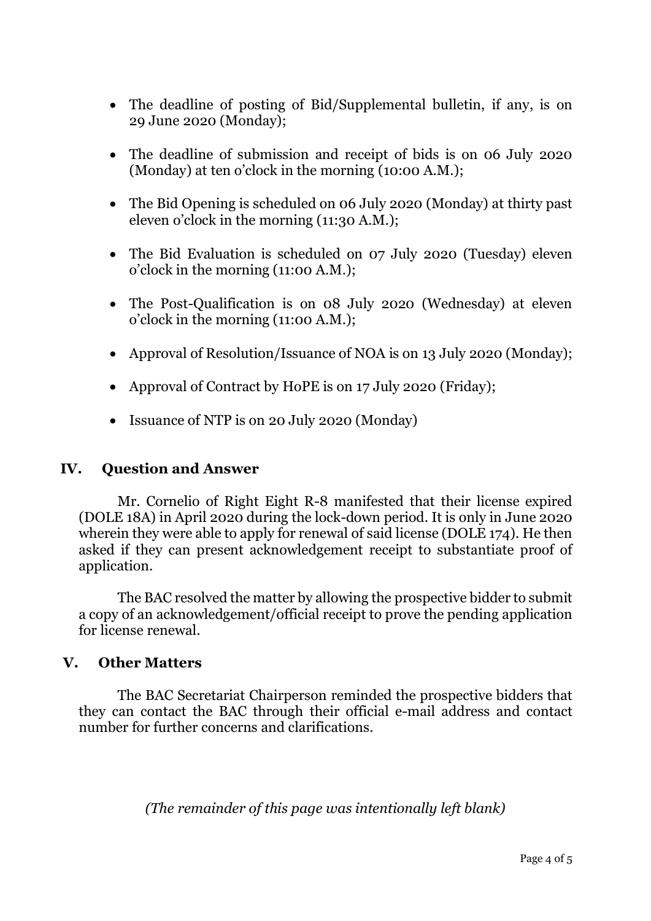- The deadline of posting of Bid/Supplemental bulletin, if any, is on 29 June 2020 (Monday);
- The deadline of submission and receipt of bids is on 06 July 2020 (Monday) at ten o'clock in the morning (10:00 A.M.);
- The Bid Opening is scheduled on 06 July 2020 (Monday) at thirty past eleven o'clock in the morning (11:30 A.M.);
- The Bid Evaluation is scheduled on 07 July 2020 (Tuesday) eleven o'clock in the morning (11:00 A.M.);
- The Post-Qualification is on 08 July 2020 (Wednesday) at eleven o'clock in the morning (11:00 A.M.);
- Approval of Resolution/Issuance of NOA is on 13 July 2020 (Monday);
- Approval of Contract by HoPE is on 17 July 2020 (Friday);
- Issuance of NTP is on 20 July 2020 (Monday)

## IV. Question and Answer

Mr. Cornelio of Right Eight R-8 manifested that their license expired (DOLE 18A) in April 2020 during the lock-down period. It is only in June 2020 wherein they were able to apply for renewal of said license (DOLE 174). He then asked if they can present acknowledgement receipt to substantiate proof of application.

The BAC resolved the matter by allowing the prospective bidder to submit a copy of an acknowledgement/official receipt to prove the pending application for license renewal.

## V. Other Matters

The BAC Secretariat Chairperson reminded the prospective bidders that they can contact the BAC through their official e-mail address and contact number for further concerns and clarifications.

*(The remainder of this page was intentionally left blank)*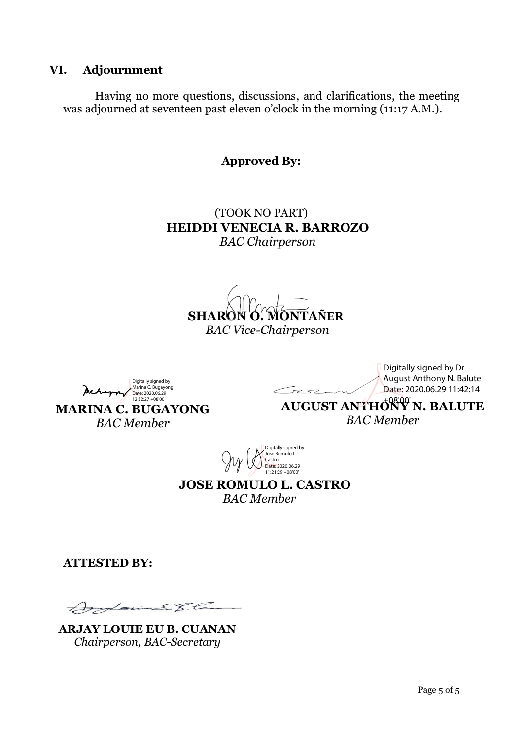## VI. Adjournment

Having no more questions, discussions, and clarifications, the meeting was adjourned at seventeen past eleven o'clock in the morning (11:17 A.M.).

**Approved By:**

(TOOK NO PART)
**HEIDDI VENECIA R. BARROZO**
*BAC Chairperson*

**SHARON O. MONTAÑER**
*BAC Vice-Chairperson*

Digitally signed by Marina C. Bugayong
Date: 2020.06.29 12:32:27 +08'00'
**MARINA C. BUGAYONG**
*BAC Member*

Digitally signed by Dr. August Anthony N. Balute
Date: 2020.06.29 11:42:14 +08'00'
**AUGUST ANTHONY N. BALUTE**
*BAC Member*

Digitally signed by Jose Romulo L. Castro
Date: 2020.06.29 11:21:29 +08'00'
**JOSE ROMULO L. CASTRO**
*BAC Member*

**ATTESTED BY:**

**ARJAY LOUIE EU B. CUANAN**
*Chairperson, BAC-Secretary*